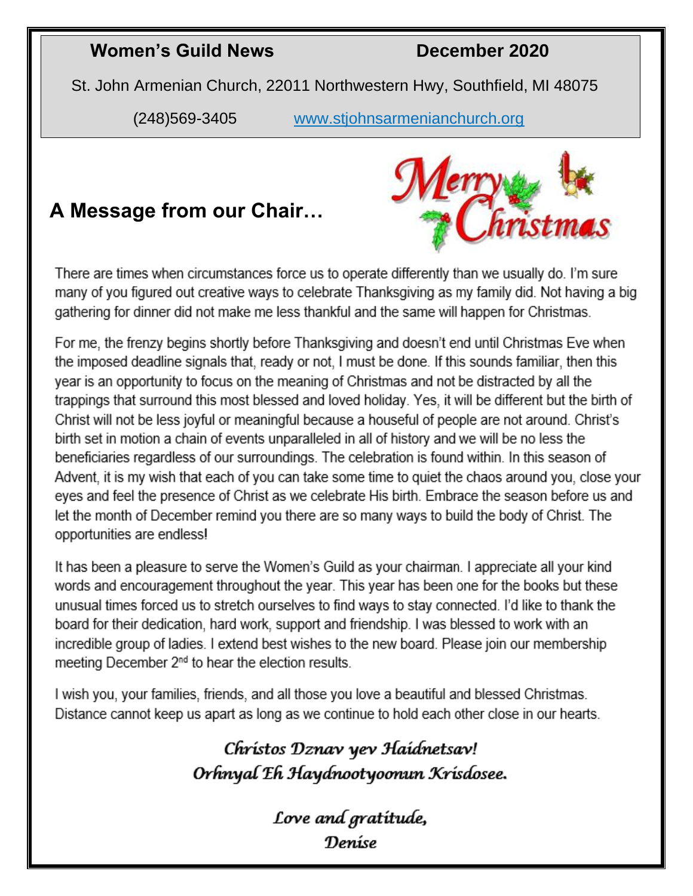**Women's Guild News** **December 2020**

St. John Armenian Church, 22011 Northwestern Hwy, Southfield, MI 48075

(248)569-3405 www.stjohnsarmenianchurch.org

## A Message from our Chair…

Merry Christmas

There are times when circumstances force us to operate differently than we usually do. I'm sure many of you figured out creative ways to celebrate Thanksgiving as my family did. Not having a big gathering for dinner did not make me less thankful and the same will happen for Christmas.

For me, the frenzy begins shortly before Thanksgiving and doesn't end until Christmas Eve when the imposed deadline signals that, ready or not, I must be done. If this sounds familiar, then this year is an opportunity to focus on the meaning of Christmas and not be distracted by all the trappings that surround this most blessed and loved holiday. Yes, it will be different but the birth of Christ will not be less joyful or meaningful because a houseful of people are not around. Christ's birth set in motion a chain of events unparalleled in all of history and we will be no less the beneficiaries regardless of our surroundings. The celebration is found within. In this season of Advent, it is my wish that each of you can take some time to quiet the chaos around you, close your eyes and feel the presence of Christ as we celebrate His birth. Embrace the season before us and let the month of December remind you there are so many ways to build the body of Christ. The opportunities are endless!

It has been a pleasure to serve the Women's Guild as your chairman. I appreciate all your kind words and encouragement throughout the year. This year has been one for the books but these unusual times forced us to stretch ourselves to find ways to stay connected. I'd like to thank the board for their dedication, hard work, support and friendship. I was blessed to work with an incredible group of ladies. I extend best wishes to the new board. Please join our membership meeting December 2nd to hear the election results.

I wish you, your families, friends, and all those you love a beautiful and blessed Christmas. Distance cannot keep us apart as long as we continue to hold each other close in our hearts.

*Christos Dznav yev Haidnetsav!*
*Orhnyal Eh Haydnootyoonun Krisdosee.*

*Love and gratitude,*
*Denise*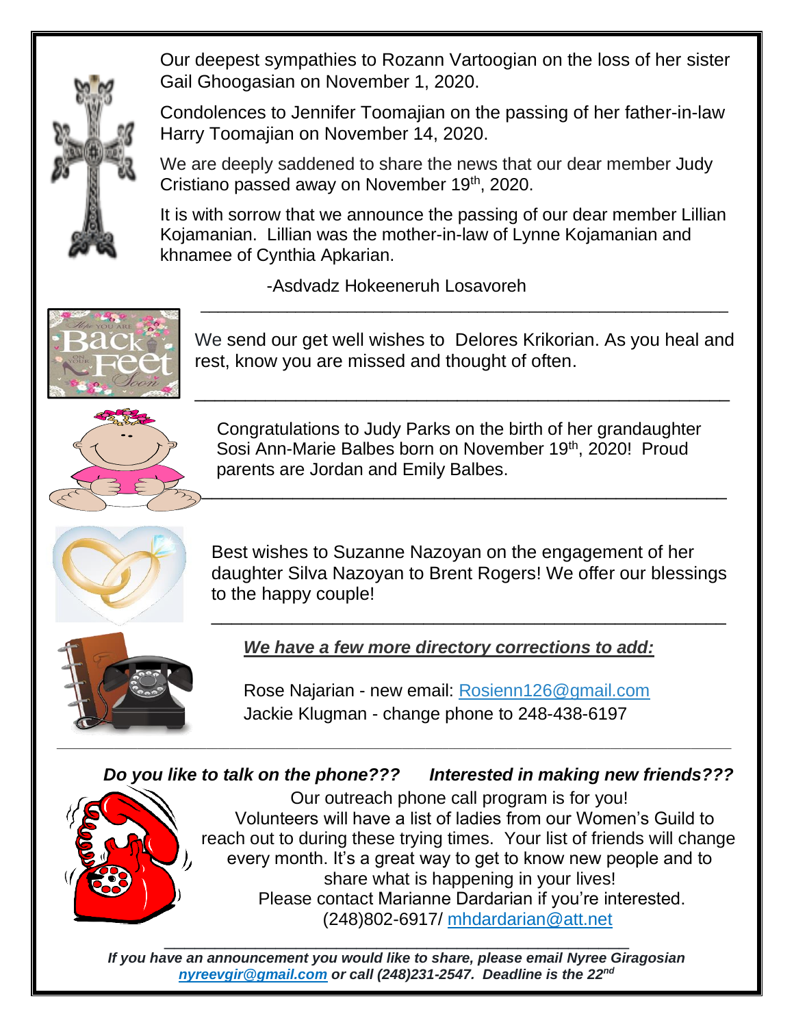Our deepest sympathies to Rozann Vartoogian on the loss of her sister Gail Ghoogasian on November 1, 2020.

Condolences to Jennifer Toomajian on the passing of her father-in-law Harry Toomajian on November 14, 2020.

We are deeply saddened to share the news that our dear member Judy Cristiano passed away on November 19th, 2020.

It is with sorrow that we announce the passing of our dear member Lillian Kojamanian. Lillian was the mother-in-law of Lynne Kojamanian and khnamee of Cynthia Apkarian.

-Asdvadz Hokeeneruh Losavoreh

---

We send our get well wishes to Delores Krikorian. As you heal and rest, know you are missed and thought of often.

---

Congratulations to Judy Parks on the birth of her granddaughter Sosi Ann-Marie Balbes born on November 19th, 2020! Proud parents are Jordan and Emily Balbes.

---

Best wishes to Suzanne Nazoyan on the engagement of her daughter Silva Nazoyan to Brent Rogers! We offer our blessings to the happy couple!

---

***We have a few more directory corrections to add:***

Rose Najarian - new email: Rosienn126@gmail.com
Jackie Klugman - change phone to 248-438-6197

---

***Do you like to talk on the phone???     Interested in making new friends???***

Our outreach phone call program is for you!
Volunteers will have a list of ladies from our Women's Guild to reach out to during these trying times. Your list of friends will change every month. It's a great way to get to know new people and to share what is happening in your lives!
Please contact Marianne Dardarian if you're interested.
(248)802-6917/ mhdardarian@att.net

---

***If you have an announcement you would like to share, please email Nyree Giragosian nyreevgir@gmail.com or call (248)231-2547. Deadline is the 22nd***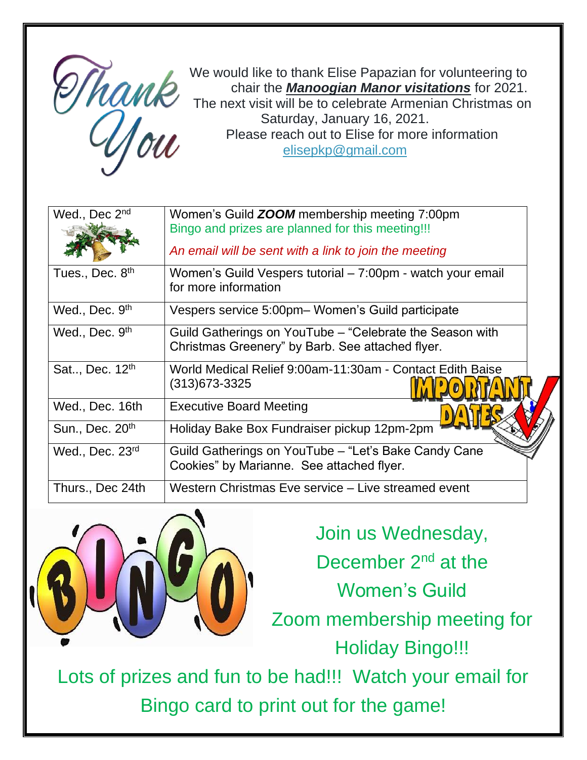# Thank You

We would like to thank Elise Papazian for volunteering to chair the ***Manoogian Manor visitations*** for 2021. The next visit will be to celebrate Armenian Christmas on Saturday, January 16, 2021. Please reach out to Elise for more information elisepkp@gmail.com

## IMPORTANT DATES

| Date | Event |
|---|---|
| Wed., Dec 2nd | Women's Guild ***ZOOM*** membership meeting 7:00pm<br>Bingo and prizes are planned for this meeting!!!<br>*An email will be sent with a link to join the meeting* |
| Tues., Dec. 8th | Women's Guild Vespers tutorial – 7:00pm - watch your email for more information |
| Wed., Dec. 9th | Vespers service 5:00pm– Women's Guild participate |
| Wed., Dec. 9th | Guild Gatherings on YouTube – "Celebrate the Season with Christmas Greenery" by Barb. See attached flyer. |
| Sat.., Dec. 12th | World Medical Relief 9:00am-11:30am - Contact Edith Baise (313)673-3325 |
| Wed., Dec. 16th | Executive Board Meeting |
| Sun., Dec. 20th | Holiday Bake Box Fundraiser pickup 12pm-2pm |
| Wed., Dec. 23rd | Guild Gatherings on YouTube – "Let's Bake Candy Cane Cookies" by Marianne. See attached flyer. |
| Thurs., Dec 24th | Western Christmas Eve service – Live streamed event |

# BINGO

Join us Wednesday, December 2nd at the Women's Guild Zoom membership meeting for Holiday Bingo!!!

Lots of prizes and fun to be had!!! Watch your email for Bingo card to print out for the game!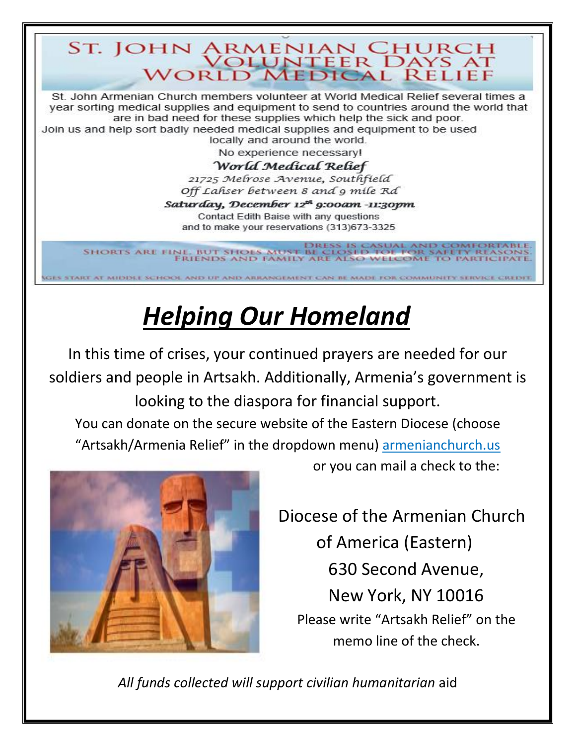# ST. JOHN ARMENIAN CHURCH VOLUNTEER DAYS AT WORLD MEDICAL RELIEF

St. John Armenian Church members volunteer at World Medical Relief several times a year sorting medical supplies and equipment to send to countries around the world that are in bad need for these supplies which help the sick and poor.

Join us and help sort badly needed medical supplies and equipment to be used locally and around the world.

No experience necessary!

**World Medical Relief**

21725 Melrose Avenue, Southfield

Off Lahser between 8 and 9 mile Rd

**Saturday, December 12th 9:00am -11:30pm**

Contact Edith Baise with any questions and to make your reservations (313)673-3325

DRESS IS CASUAL AND COMFORTABLE. SHORTS ARE FINE, BUT SHOES MUST BE CLOSED TOE FOR SAFETY REASONS. FRIENDS AND FAMILY ARE ALSO WELCOME TO PARTICIPATE.

AGES START AT MIDDLE SCHOOL AND UP AND ARRANGEMENT CAN BE MADE FOR COMMUNITY SERVICE CREDIT.

# ***Helping Our Homeland***

In this time of crises, your continued prayers are needed for our soldiers and people in Artsakh. Additionally, Armenia's government is looking to the diaspora for financial support.

You can donate on the secure website of the Eastern Diocese (choose "Artsakh/Armenia Relief" in the dropdown menu) armenianchurch.us or you can mail a check to the:

Diocese of the Armenian Church of America (Eastern)
630 Second Avenue,
New York, NY 10016

Please write "Artsakh Relief" on the memo line of the check.

*All funds collected will support civilian humanitarian* aid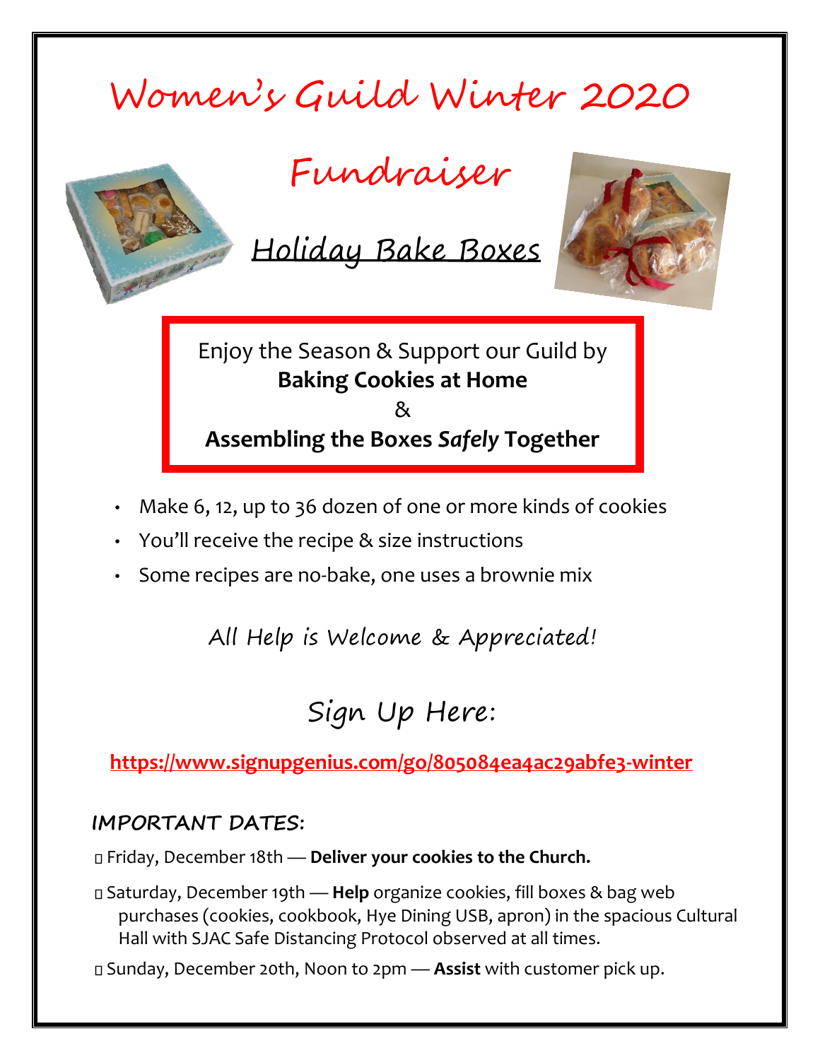# Women's Guild Winter 2020

# Fundraiser

## Holiday Bake Boxes

Enjoy the Season & Support our Guild by
**Baking Cookies at Home**
&
**Assembling the Boxes *Safely* Together**

- Make 6, 12, up to 36 dozen of one or more kinds of cookies
- You'll receive the recipe & size instructions
- Some recipes are no-bake, one uses a brownie mix

*All Help is Welcome & Appreciated!*

## Sign Up Here:

**https://www.signupgenius.com/go/805084ea4ac29abfe3-winter**

### IMPORTANT DATES:

- Friday, December 18th — **Deliver your cookies to the Church.**
- Saturday, December 19th — **Help** organize cookies, fill boxes & bag web purchases (cookies, cookbook, Hye Dining USB, apron) in the spacious Cultural Hall with SJAC Safe Distancing Protocol observed at all times.
- Sunday, December 20th, Noon to 2pm — **Assist** with customer pick up.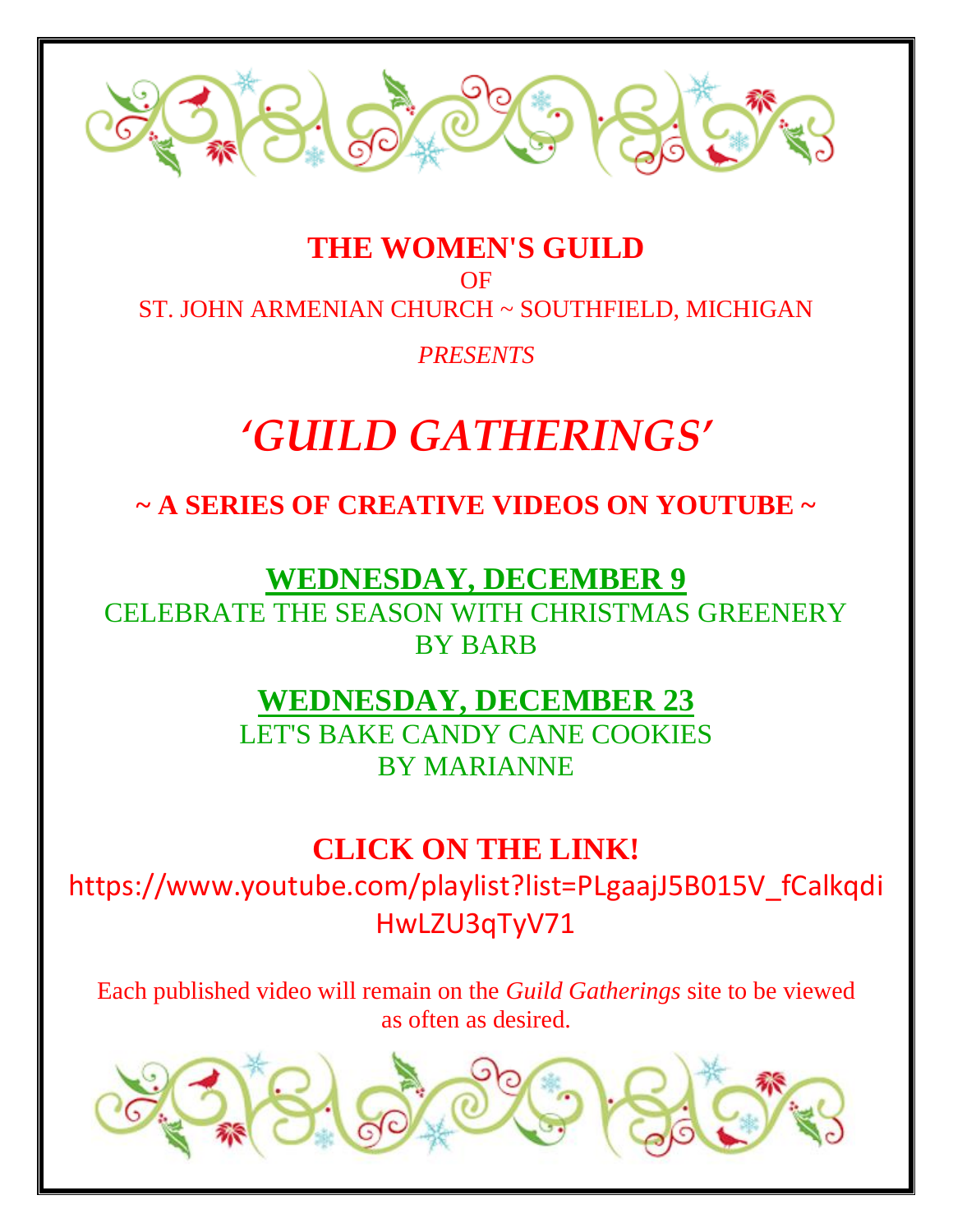# THE WOMEN'S GUILD

OF

ST. JOHN ARMENIAN CHURCH ~ SOUTHFIELD, MICHIGAN

*PRESENTS*

# *'GUILD GATHERINGS'*

**~ A SERIES OF CREATIVE VIDEOS ON YOUTUBE ~**

## WEDNESDAY, DECEMBER 9

CELEBRATE THE SEASON WITH CHRISTMAS GREENERY
BY BARB

## WEDNESDAY, DECEMBER 23

LET'S BAKE CANDY CANE COOKIES
BY MARIANNE

**CLICK ON THE LINK!**

https://www.youtube.com/playlist?list=PLgaajJ5B015V_fCalkqdiHwLZU3qTyV71

Each published video will remain on the *Guild Gatherings* site to be viewed as often as desired.